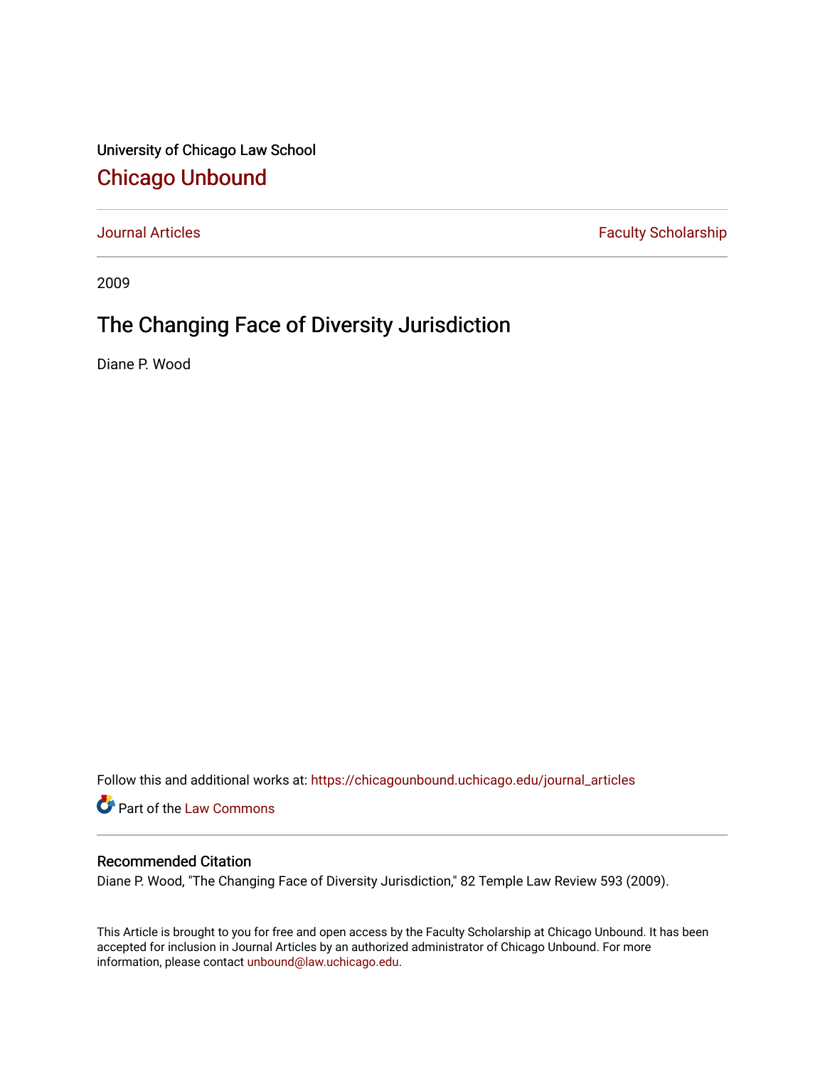University of Chicago Law School

# Chicago Unbound

Journal Articles | Faculty Scholarship

2009

## The Changing Face of Diversity Jurisdiction

Diane P. Wood

Follow this and additional works at: https://chicagounbound.uchicago.edu/journal_articles

Part of the Law Commons

### Recommended Citation

Diane P. Wood, "The Changing Face of Diversity Jurisdiction," 82 Temple Law Review 593 (2009).

This Article is brought to you for free and open access by the Faculty Scholarship at Chicago Unbound. It has been accepted for inclusion in Journal Articles by an authorized administrator of Chicago Unbound. For more information, please contact unbound@law.uchicago.edu.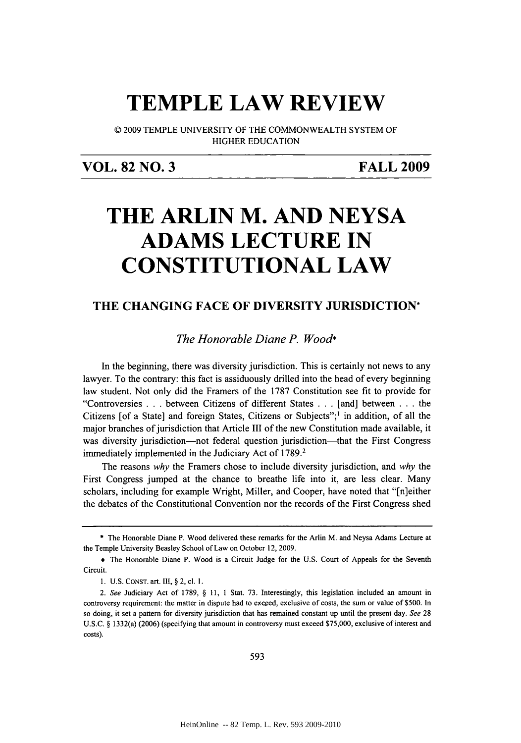# TEMPLE LAW REVIEW

© 2009 TEMPLE UNIVERSITY OF THE COMMONWEALTH SYSTEM OF HIGHER EDUCATION

**VOL. 82 NO. 3** **FALL 2009**

# THE ARLIN M. AND NEYSA ADAMS LECTURE IN CONSTITUTIONAL LAW

## THE CHANGING FACE OF DIVERSITY JURISDICTION*

*The Honorable Diane P. Wood*♦

In the beginning, there was diversity jurisdiction. This is certainly not news to any lawyer. To the contrary: this fact is assiduously drilled into the head of every beginning law student. Not only did the Framers of the 1787 Constitution see fit to provide for "Controversies . . . between Citizens of different States . . . [and] between . . . the Citizens [of a State] and foreign States, Citizens or Subjects";[1] in addition, of all the major branches of jurisdiction that Article III of the new Constitution made available, it was diversity jurisdiction—not federal question jurisdiction—that the First Congress immediately implemented in the Judiciary Act of 1789.[2]

The reasons *why* the Framers chose to include diversity jurisdiction, and *why* the First Congress jumped at the chance to breathe life into it, are less clear. Many scholars, including for example Wright, Miller, and Cooper, have noted that "[n]either the debates of the Constitutional Convention nor the records of the First Congress shed

---

\* The Honorable Diane P. Wood delivered these remarks for the Arlin M. and Neysa Adams Lecture at the Temple University Beasley School of Law on October 12, 2009.

♦ The Honorable Diane P. Wood is a Circuit Judge for the U.S. Court of Appeals for the Seventh Circuit.

1. U.S. CONST. art. III, § 2, cl. 1.

2. *See* Judiciary Act of 1789, § 11, 1 Stat. 73. Interestingly, this legislation included an amount in controversy requirement: the matter in dispute had to exceed, exclusive of costs, the sum or value of $500. In so doing, it set a pattern for diversity jurisdiction that has remained constant up until the present day. *See* 28 U.S.C. § 1332(a) (2006) (specifying that amount in controversy must exceed $75,000, exclusive of interest and costs).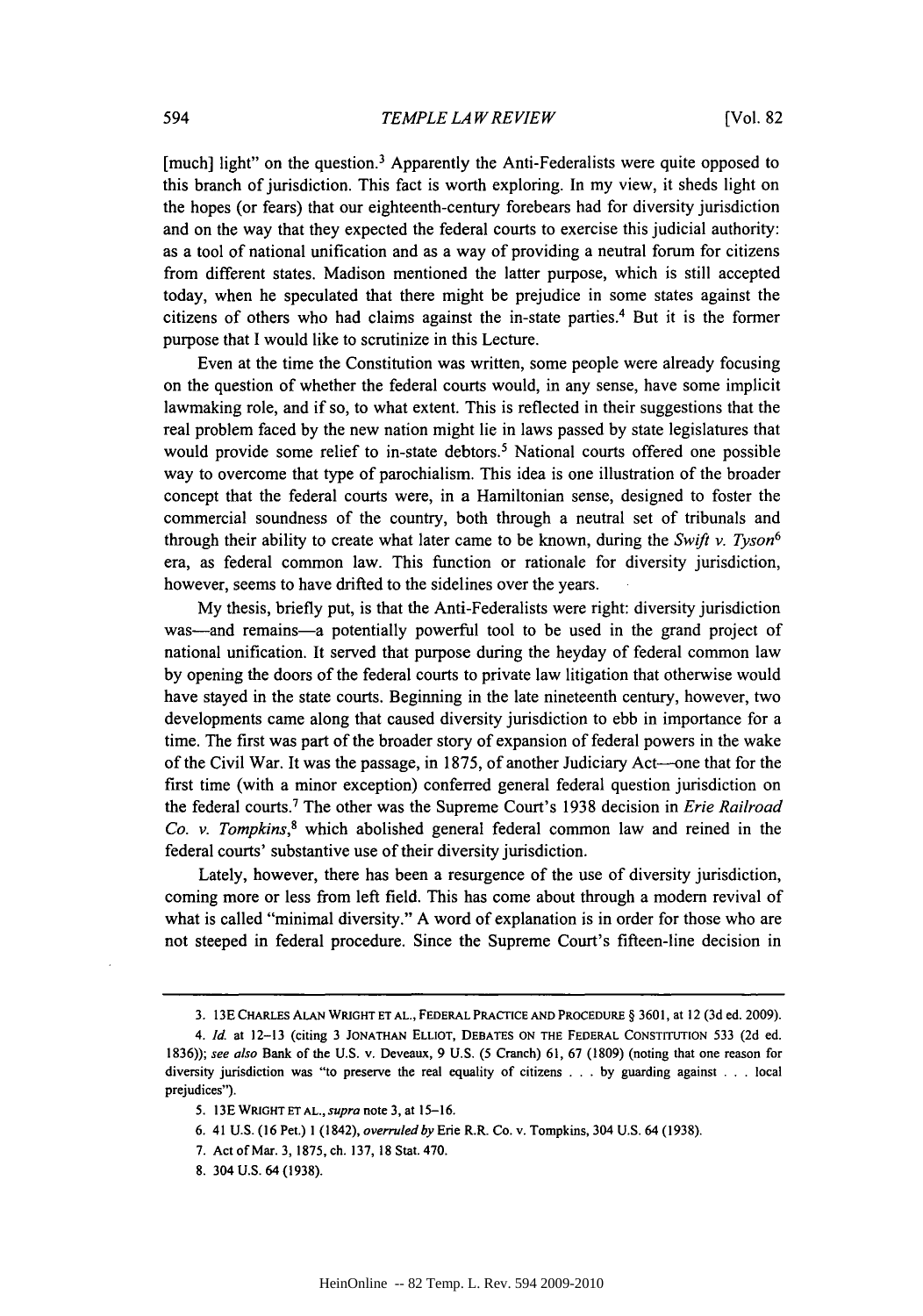[much] light" on the question.[3] Apparently the Anti-Federalists were quite opposed to this branch of jurisdiction. This fact is worth exploring. In my view, it sheds light on the hopes (or fears) that our eighteenth-century forebears had for diversity jurisdiction and on the way that they expected the federal courts to exercise this judicial authority: as a tool of national unification and as a way of providing a neutral forum for citizens from different states. Madison mentioned the latter purpose, which is still accepted today, when he speculated that there might be prejudice in some states against the citizens of others who had claims against the in-state parties.[4] But it is the former purpose that I would like to scrutinize in this Lecture.

Even at the time the Constitution was written, some people were already focusing on the question of whether the federal courts would, in any sense, have some implicit lawmaking role, and if so, to what extent. This is reflected in their suggestions that the real problem faced by the new nation might lie in laws passed by state legislatures that would provide some relief to in-state debtors.[5] National courts offered one possible way to overcome that type of parochialism. This idea is one illustration of the broader concept that the federal courts were, in a Hamiltonian sense, designed to foster the commercial soundness of the country, both through a neutral set of tribunals and through their ability to create what later came to be known, during the *Swift v. Tyson*[6] era, as federal common law. This function or rationale for diversity jurisdiction, however, seems to have drifted to the sidelines over the years.

My thesis, briefly put, is that the Anti-Federalists were right: diversity jurisdiction was—and remains—a potentially powerful tool to be used in the grand project of national unification. It served that purpose during the heyday of federal common law by opening the doors of the federal courts to private law litigation that otherwise would have stayed in the state courts. Beginning in the late nineteenth century, however, two developments came along that caused diversity jurisdiction to ebb in importance for a time. The first was part of the broader story of expansion of federal powers in the wake of the Civil War. It was the passage, in 1875, of another Judiciary Act—one that for the first time (with a minor exception) conferred general federal question jurisdiction on the federal courts.[7] The other was the Supreme Court's 1938 decision in *Erie Railroad Co. v. Tompkins*,[8] which abolished general federal common law and reined in the federal courts' substantive use of their diversity jurisdiction.

Lately, however, there has been a resurgence of the use of diversity jurisdiction, coming more or less from left field. This has come about through a modern revival of what is called "minimal diversity." A word of explanation is in order for those who are not steeped in federal procedure. Since the Supreme Court's fifteen-line decision in

---

3. 13E CHARLES ALAN WRIGHT ET AL., FEDERAL PRACTICE AND PROCEDURE § 3601, at 12 (3d ed. 2009).

4. *Id.* at 12–13 (citing 3 JONATHAN ELLIOT, DEBATES ON THE FEDERAL CONSTITUTION 533 (2d ed. 1836)); *see also* Bank of the U.S. v. Deveaux, 9 U.S. (5 Cranch) 61, 67 (1809) (noting that one reason for diversity jurisdiction was "to preserve the real equality of citizens . . . by guarding against . . . local prejudices").

5. 13E WRIGHT ET AL., *supra* note 3, at 15–16.

6. 41 U.S. (16 Pet.) 1 (1842), *overruled by* Erie R.R. Co. v. Tompkins, 304 U.S. 64 (1938).

7. Act of Mar. 3, 1875, ch. 137, 18 Stat. 470.

8. 304 U.S. 64 (1938).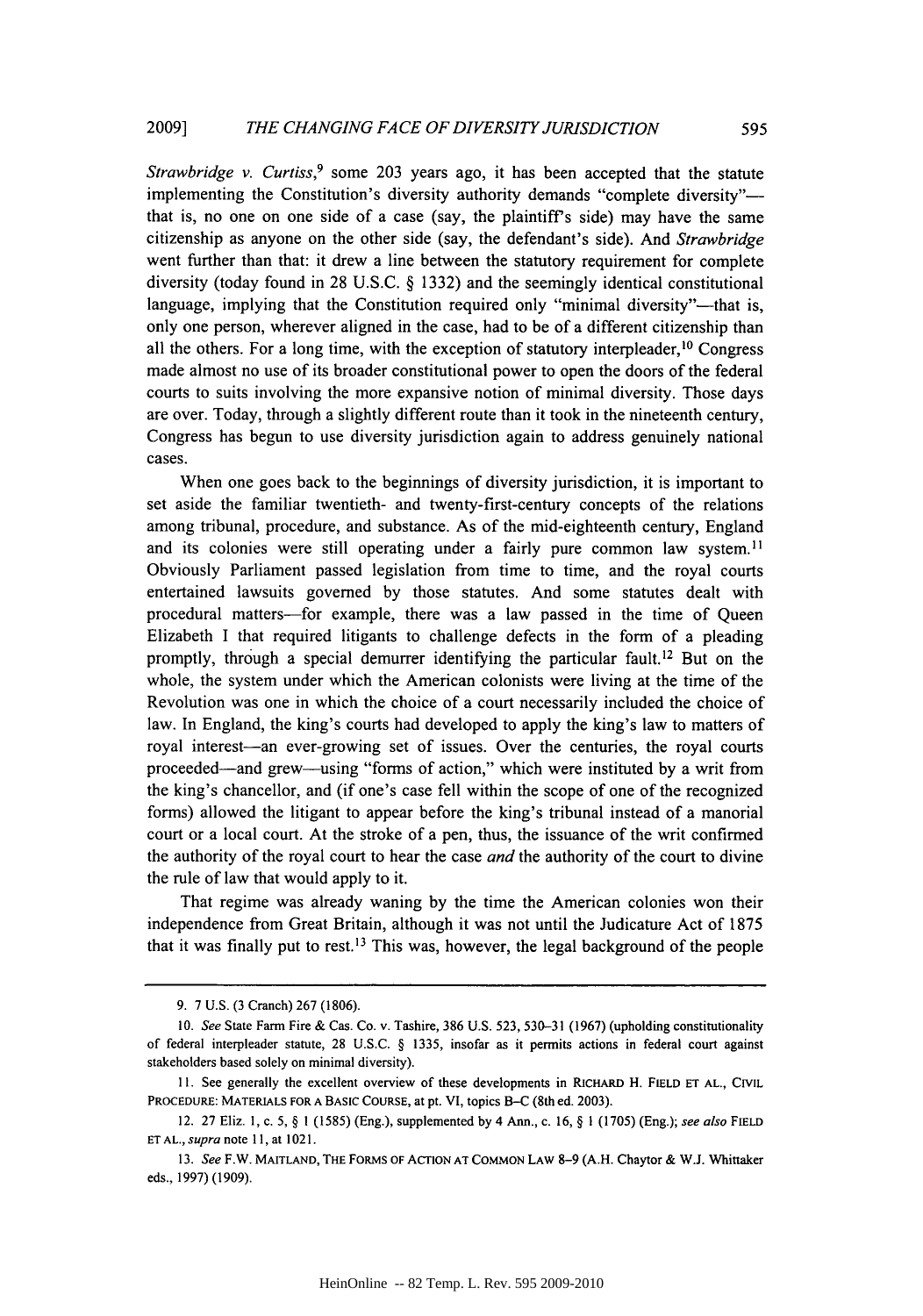*Strawbridge v. Curtiss*,[9] some 203 years ago, it has been accepted that the statute implementing the Constitution's diversity authority demands "complete diversity"—that is, no one on one side of a case (say, the plaintiff's side) may have the same citizenship as anyone on the other side (say, the defendant's side). And *Strawbridge* went further than that: it drew a line between the statutory requirement for complete diversity (today found in 28 U.S.C. § 1332) and the seemingly identical constitutional language, implying that the Constitution required only "minimal diversity"—that is, only one person, wherever aligned in the case, had to be of a different citizenship than all the others. For a long time, with the exception of statutory interpleader,[10] Congress made almost no use of its broader constitutional power to open the doors of the federal courts to suits involving the more expansive notion of minimal diversity. Those days are over. Today, through a slightly different route than it took in the nineteenth century, Congress has begun to use diversity jurisdiction again to address genuinely national cases.

When one goes back to the beginnings of diversity jurisdiction, it is important to set aside the familiar twentieth- and twenty-first-century concepts of the relations among tribunal, procedure, and substance. As of the mid-eighteenth century, England and its colonies were still operating under a fairly pure common law system.[11] Obviously Parliament passed legislation from time to time, and the royal courts entertained lawsuits governed by those statutes. And some statutes dealt with procedural matters—for example, there was a law passed in the time of Queen Elizabeth I that required litigants to challenge defects in the form of a pleading promptly, through a special demurrer identifying the particular fault.[12] But on the whole, the system under which the American colonists were living at the time of the Revolution was one in which the choice of a court necessarily included the choice of law. In England, the king's courts had developed to apply the king's law to matters of royal interest—an ever-growing set of issues. Over the centuries, the royal courts proceeded—and grew—using "forms of action," which were instituted by a writ from the king's chancellor, and (if one's case fell within the scope of one of the recognized forms) allowed the litigant to appear before the king's tribunal instead of a manorial court or a local court. At the stroke of a pen, thus, the issuance of the writ confirmed the authority of the royal court to hear the case *and* the authority of the court to divine the rule of law that would apply to it.

That regime was already waning by the time the American colonies won their independence from Great Britain, although it was not until the Judicature Act of 1875 that it was finally put to rest.[13] This was, however, the legal background of the people

---

9. 7 U.S. (3 Cranch) 267 (1806).

10. *See* State Farm Fire & Cas. Co. v. Tashire, 386 U.S. 523, 530–31 (1967) (upholding constitutionality of federal interpleader statute, 28 U.S.C. § 1335, insofar as it permits actions in federal court against stakeholders based solely on minimal diversity).

11. See generally the excellent overview of these developments in RICHARD H. FIELD ET AL., CIVIL PROCEDURE: MATERIALS FOR A BASIC COURSE, at pt. VI, topics B–C (8th ed. 2003).

12. 27 Eliz. 1, c. 5, § 1 (1585) (Eng.), supplemented by 4 Ann., c. 16, § 1 (1705) (Eng.); *see also* FIELD ET AL., *supra* note 11, at 1021.

13. *See* F.W. MAITLAND, THE FORMS OF ACTION AT COMMON LAW 8–9 (A.H. Chaytor & W.J. Whittaker eds., 1997) (1909).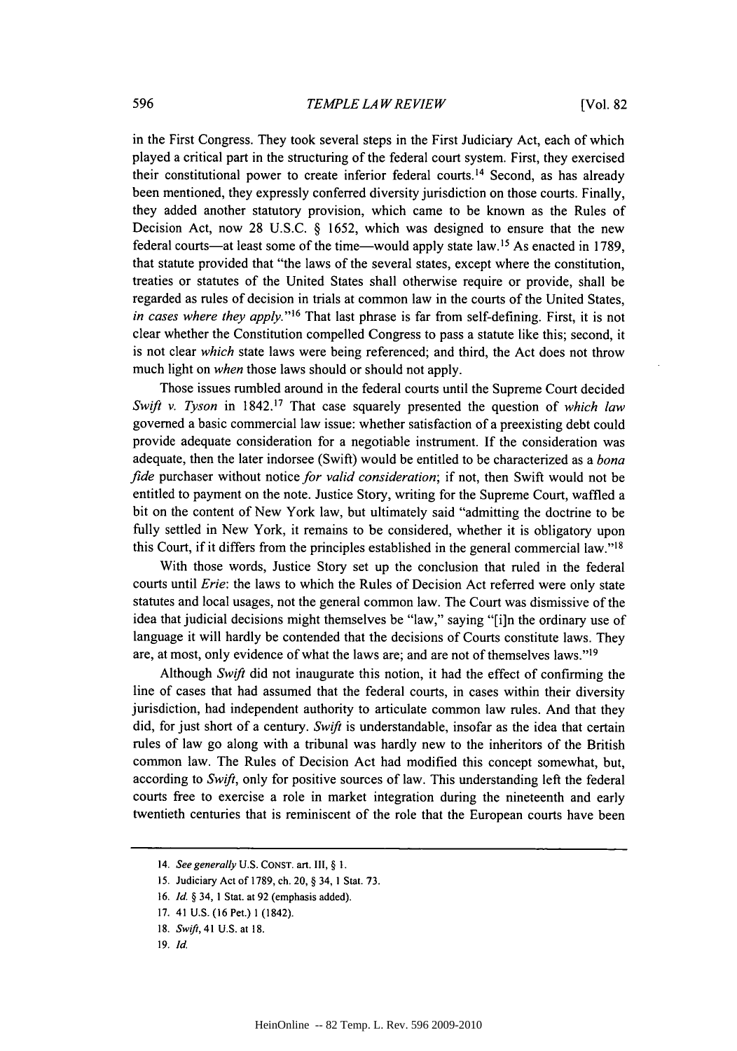in the First Congress. They took several steps in the First Judiciary Act, each of which played a critical part in the structuring of the federal court system. First, they exercised their constitutional power to create inferior federal courts.[14] Second, as has already been mentioned, they expressly conferred diversity jurisdiction on those courts. Finally, they added another statutory provision, which came to be known as the Rules of Decision Act, now 28 U.S.C. § 1652, which was designed to ensure that the new federal courts—at least some of the time—would apply state law.[15] As enacted in 1789, that statute provided that "the laws of the several states, except where the constitution, treaties or statutes of the United States shall otherwise require or provide, shall be regarded as rules of decision in trials at common law in the courts of the United States, *in cases where they apply*."[16] That last phrase is far from self-defining. First, it is not clear whether the Constitution compelled Congress to pass a statute like this; second, it is not clear *which* state laws were being referenced; and third, the Act does not throw much light on *when* those laws should or should not apply.

Those issues rumbled around in the federal courts until the Supreme Court decided *Swift v. Tyson* in 1842.[17] That case squarely presented the question of *which law* governed a basic commercial law issue: whether satisfaction of a preexisting debt could provide adequate consideration for a negotiable instrument. If the consideration was adequate, then the later indorsee (Swift) would be entitled to be characterized as a *bona fide* purchaser without notice *for valid consideration*; if not, then Swift would not be entitled to payment on the note. Justice Story, writing for the Supreme Court, waffled a bit on the content of New York law, but ultimately said "admitting the doctrine to be fully settled in New York, it remains to be considered, whether it is obligatory upon this Court, if it differs from the principles established in the general commercial law."[18]

With those words, Justice Story set up the conclusion that ruled in the federal courts until *Erie*: the laws to which the Rules of Decision Act referred were only state statutes and local usages, not the general common law. The Court was dismissive of the idea that judicial decisions might themselves be "law," saying "[i]n the ordinary use of language it will hardly be contended that the decisions of Courts constitute laws. They are, at most, only evidence of what the laws are; and are not of themselves laws."[19]

Although *Swift* did not inaugurate this notion, it had the effect of confirming the line of cases that had assumed that the federal courts, in cases within their diversity jurisdiction, had independent authority to articulate common law rules. And that they did, for just short of a century. *Swift* is understandable, insofar as the idea that certain rules of law go along with a tribunal was hardly new to the inheritors of the British common law. The Rules of Decision Act had modified this concept somewhat, but, according to *Swift*, only for positive sources of law. This understanding left the federal courts free to exercise a role in market integration during the nineteenth and early twentieth centuries that is reminiscent of the role that the European courts have been

---

14. *See generally* U.S. CONST. art. III, § 1.

15. Judiciary Act of 1789, ch. 20, § 34, 1 Stat. 73.

16. *Id.* § 34, 1 Stat. at 92 (emphasis added).

17. 41 U.S. (16 Pet.) 1 (1842).

18. *Swift*, 41 U.S. at 18.

19. *Id.*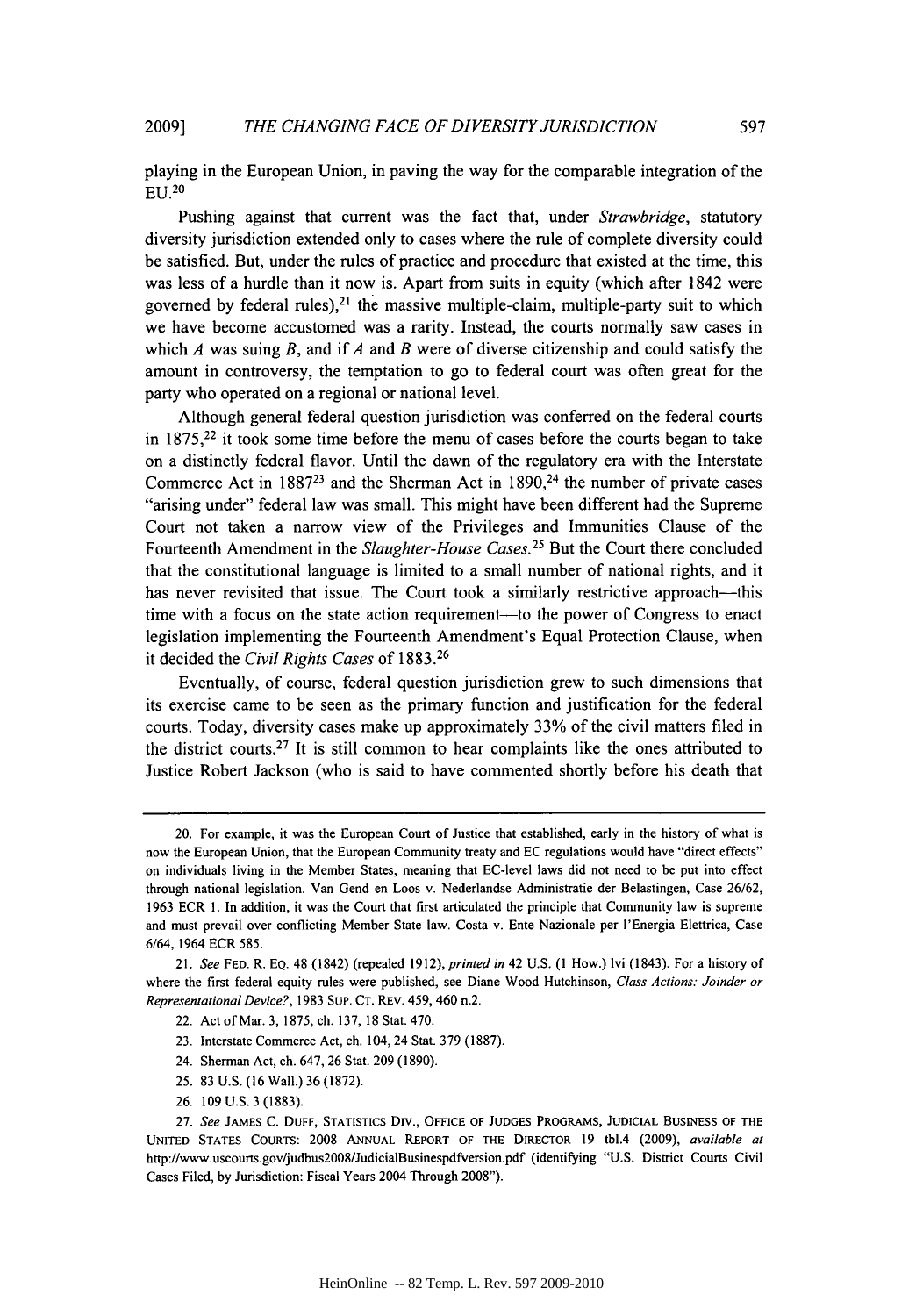playing in the European Union, in paving the way for the comparable integration of the EU.[20]

Pushing against that current was the fact that, under *Strawbridge*, statutory diversity jurisdiction extended only to cases where the rule of complete diversity could be satisfied. But, under the rules of practice and procedure that existed at the time, this was less of a hurdle than it now is. Apart from suits in equity (which after 1842 were governed by federal rules),[21] the massive multiple-claim, multiple-party suit to which we have become accustomed was a rarity. Instead, the courts normally saw cases in which *A* was suing *B*, and if *A* and *B* were of diverse citizenship and could satisfy the amount in controversy, the temptation to go to federal court was often great for the party who operated on a regional or national level.

Although general federal question jurisdiction was conferred on the federal courts in 1875,[22] it took some time before the menu of cases before the courts began to take on a distinctly federal flavor. Until the dawn of the regulatory era with the Interstate Commerce Act in 1887[23] and the Sherman Act in 1890,[24] the number of private cases "arising under" federal law was small. This might have been different had the Supreme Court not taken a narrow view of the Privileges and Immunities Clause of the Fourteenth Amendment in the *Slaughter-House Cases*.[25] But the Court there concluded that the constitutional language is limited to a small number of national rights, and it has never revisited that issue. The Court took a similarly restrictive approach—this time with a focus on the state action requirement—to the power of Congress to enact legislation implementing the Fourteenth Amendment's Equal Protection Clause, when it decided the *Civil Rights Cases* of 1883.[26]

Eventually, of course, federal question jurisdiction grew to such dimensions that its exercise came to be seen as the primary function and justification for the federal courts. Today, diversity cases make up approximately 33% of the civil matters filed in the district courts.[27] It is still common to hear complaints like the ones attributed to Justice Robert Jackson (who is said to have commented shortly before his death that

---

20. For example, it was the European Court of Justice that established, early in the history of what is now the European Union, that the European Community treaty and EC regulations would have "direct effects" on individuals living in the Member States, meaning that EC-level laws did not need to be put into effect through national legislation. Van Gend en Loos v. Nederlandse Administratie der Belastingen, Case 26/62, 1963 ECR 1. In addition, it was the Court that first articulated the principle that Community law is supreme and must prevail over conflicting Member State law. Costa v. Ente Nazionale per l'Energia Elettrica, Case 6/64, 1964 ECR 585.

21. *See* FED. R. EQ. 48 (1842) (repealed 1912), *printed in* 42 U.S. (1 How.) lvi (1843). For a history of where the first federal equity rules were published, see Diane Wood Hutchinson, *Class Actions: Joinder or Representational Device?*, 1983 SUP. CT. REV. 459, 460 n.2.

22. Act of Mar. 3, 1875, ch. 137, 18 Stat. 470.

23. Interstate Commerce Act, ch. 104, 24 Stat. 379 (1887).

24. Sherman Act, ch. 647, 26 Stat. 209 (1890).

25. 83 U.S. (16 Wall.) 36 (1872).

26. 109 U.S. 3 (1883).

27. *See* JAMES C. DUFF, STATISTICS DIV., OFFICE OF JUDGES PROGRAMS, JUDICIAL BUSINESS OF THE UNITED STATES COURTS: 2008 ANNUAL REPORT OF THE DIRECTOR 19 tbl.4 (2009), *available at* http://www.uscourts.gov/judbus2008/JudicialBusinespdfversion.pdf (identifying "U.S. District Courts Civil Cases Filed, by Jurisdiction: Fiscal Years 2004 Through 2008").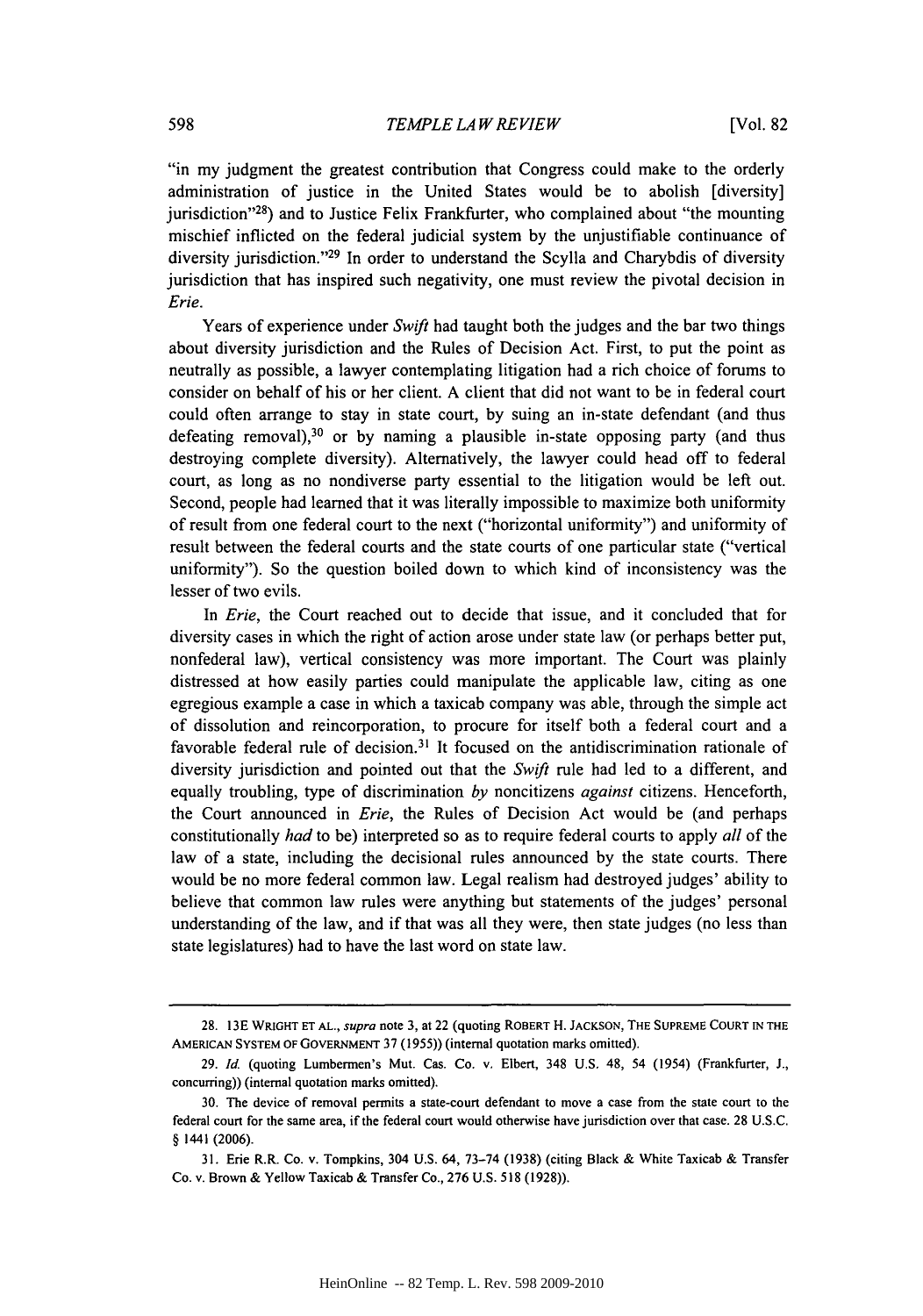"in my judgment the greatest contribution that Congress could make to the orderly administration of justice in the United States would be to abolish [diversity] jurisdiction"[28]) and to Justice Felix Frankfurter, who complained about "the mounting mischief inflicted on the federal judicial system by the unjustifiable continuance of diversity jurisdiction."[29] In order to understand the Scylla and Charybdis of diversity jurisdiction that has inspired such negativity, one must review the pivotal decision in *Erie*.

Years of experience under *Swift* had taught both the judges and the bar two things about diversity jurisdiction and the Rules of Decision Act. First, to put the point as neutrally as possible, a lawyer contemplating litigation had a rich choice of forums to consider on behalf of his or her client. A client that did not want to be in federal court could often arrange to stay in state court, by suing an in-state defendant (and thus defeating removal),[30] or by naming a plausible in-state opposing party (and thus destroying complete diversity). Alternatively, the lawyer could head off to federal court, as long as no nondiverse party essential to the litigation would be left out. Second, people had learned that it was literally impossible to maximize both uniformity of result from one federal court to the next ("horizontal uniformity") and uniformity of result between the federal courts and the state courts of one particular state ("vertical uniformity"). So the question boiled down to which kind of inconsistency was the lesser of two evils.

In *Erie*, the Court reached out to decide that issue, and it concluded that for diversity cases in which the right of action arose under state law (or perhaps better put, nonfederal law), vertical consistency was more important. The Court was plainly distressed at how easily parties could manipulate the applicable law, citing as one egregious example a case in which a taxicab company was able, through the simple act of dissolution and reincorporation, to procure for itself both a federal court and a favorable federal rule of decision.[31] It focused on the antidiscrimination rationale of diversity jurisdiction and pointed out that the *Swift* rule had led to a different, and equally troubling, type of discrimination *by* noncitizens *against* citizens. Henceforth, the Court announced in *Erie*, the Rules of Decision Act would be (and perhaps constitutionally *had* to be) interpreted so as to require federal courts to apply *all* of the law of a state, including the decisional rules announced by the state courts. There would be no more federal common law. Legal realism had destroyed judges' ability to believe that common law rules were anything but statements of the judges' personal understanding of the law, and if that was all they were, then state judges (no less than state legislatures) had to have the last word on state law.

---

28. 13E WRIGHT ET AL., *supra* note 3, at 22 (quoting ROBERT H. JACKSON, THE SUPREME COURT IN THE AMERICAN SYSTEM OF GOVERNMENT 37 (1955)) (internal quotation marks omitted).

29. *Id.* (quoting Lumbermen's Mut. Cas. Co. v. Elbert, 348 U.S. 48, 54 (1954) (Frankfurter, J., concurring)) (internal quotation marks omitted).

30. The device of removal permits a state-court defendant to move a case from the state court to the federal court for the same area, if the federal court would otherwise have jurisdiction over that case. 28 U.S.C. § 1441 (2006).

31. Erie R.R. Co. v. Tompkins, 304 U.S. 64, 73–74 (1938) (citing Black & White Taxicab & Transfer Co. v. Brown & Yellow Taxicab & Transfer Co., 276 U.S. 518 (1928)).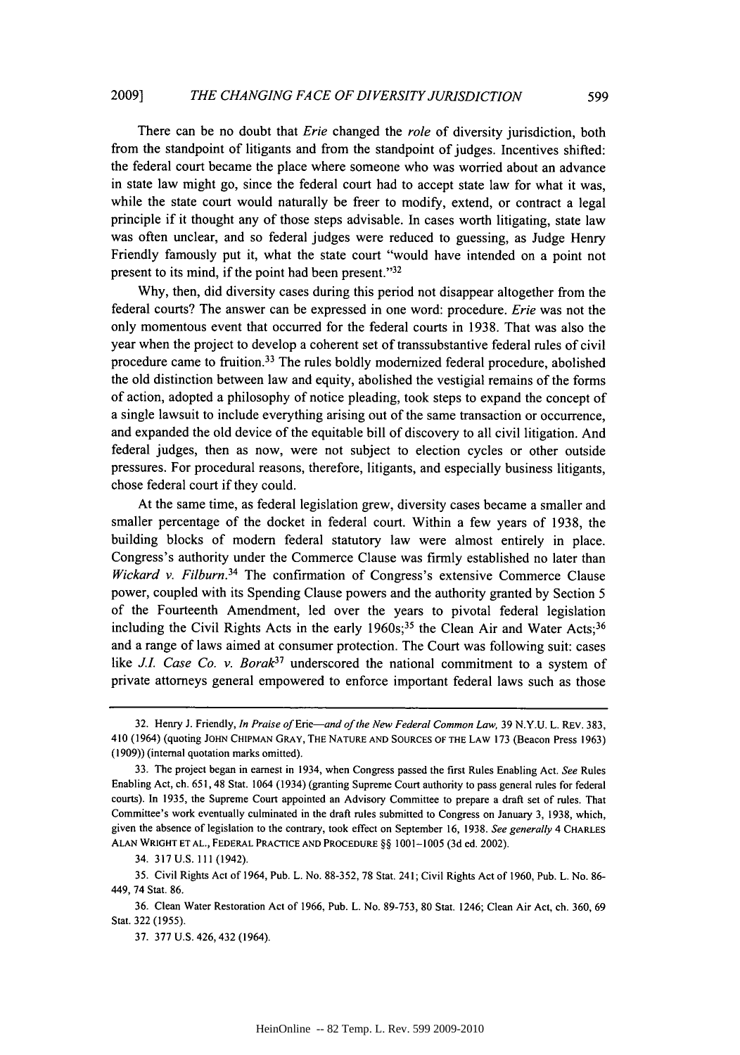There can be no doubt that *Erie* changed the *role* of diversity jurisdiction, both from the standpoint of litigants and from the standpoint of judges. Incentives shifted: the federal court became the place where someone who was worried about an advance in state law might go, since the federal court had to accept state law for what it was, while the state court would naturally be freer to modify, extend, or contract a legal principle if it thought any of those steps advisable. In cases worth litigating, state law was often unclear, and so federal judges were reduced to guessing, as Judge Henry Friendly famously put it, what the state court "would have intended on a point not present to its mind, if the point had been present."[32]

Why, then, did diversity cases during this period not disappear altogether from the federal courts? The answer can be expressed in one word: procedure. *Erie* was not the only momentous event that occurred for the federal courts in 1938. That was also the year when the project to develop a coherent set of transsubstantive federal rules of civil procedure came to fruition.[33] The rules boldly modernized federal procedure, abolished the old distinction between law and equity, abolished the vestigial remains of the forms of action, adopted a philosophy of notice pleading, took steps to expand the concept of a single lawsuit to include everything arising out of the same transaction or occurrence, and expanded the old device of the equitable bill of discovery to all civil litigation. And federal judges, then as now, were not subject to election cycles or other outside pressures. For procedural reasons, therefore, litigants, and especially business litigants, chose federal court if they could.

At the same time, as federal legislation grew, diversity cases became a smaller and smaller percentage of the docket in federal court. Within a few years of 1938, the building blocks of modern federal statutory law were almost entirely in place. Congress's authority under the Commerce Clause was firmly established no later than *Wickard v. Filburn*.[34] The confirmation of Congress's extensive Commerce Clause power, coupled with its Spending Clause powers and the authority granted by Section 5 of the Fourteenth Amendment, led over the years to pivotal federal legislation including the Civil Rights Acts in the early 1960s;[35] the Clean Air and Water Acts;[36] and a range of laws aimed at consumer protection. The Court was following suit: cases like *J.I. Case Co. v. Borak*[37] underscored the national commitment to a system of private attorneys general empowered to enforce important federal laws such as those

---

32. Henry J. Friendly, *In Praise of* Erie*—and of the New Federal Common Law*, 39 N.Y.U. L. REV. 383, 410 (1964) (quoting JOHN CHIPMAN GRAY, THE NATURE AND SOURCES OF THE LAW 173 (Beacon Press 1963) (1909)) (internal quotation marks omitted).

33. The project began in earnest in 1934, when Congress passed the first Rules Enabling Act. *See* Rules Enabling Act, ch. 651, 48 Stat. 1064 (1934) (granting Supreme Court authority to pass general rules for federal courts). In 1935, the Supreme Court appointed an Advisory Committee to prepare a draft set of rules. That Committee's work eventually culminated in the draft rules submitted to Congress on January 3, 1938, which, given the absence of legislation to the contrary, took effect on September 16, 1938. *See generally* 4 CHARLES ALAN WRIGHT ET AL., FEDERAL PRACTICE AND PROCEDURE §§ 1001–1005 (3d ed. 2002).

34. 317 U.S. 111 (1942).

35. Civil Rights Act of 1964, Pub. L. No. 88-352, 78 Stat. 241; Civil Rights Act of 1960, Pub. L. No. 86-449, 74 Stat. 86.

36. Clean Water Restoration Act of 1966, Pub. L. No. 89-753, 80 Stat. 1246; Clean Air Act, ch. 360, 69 Stat. 322 (1955).

37. 377 U.S. 426, 432 (1964).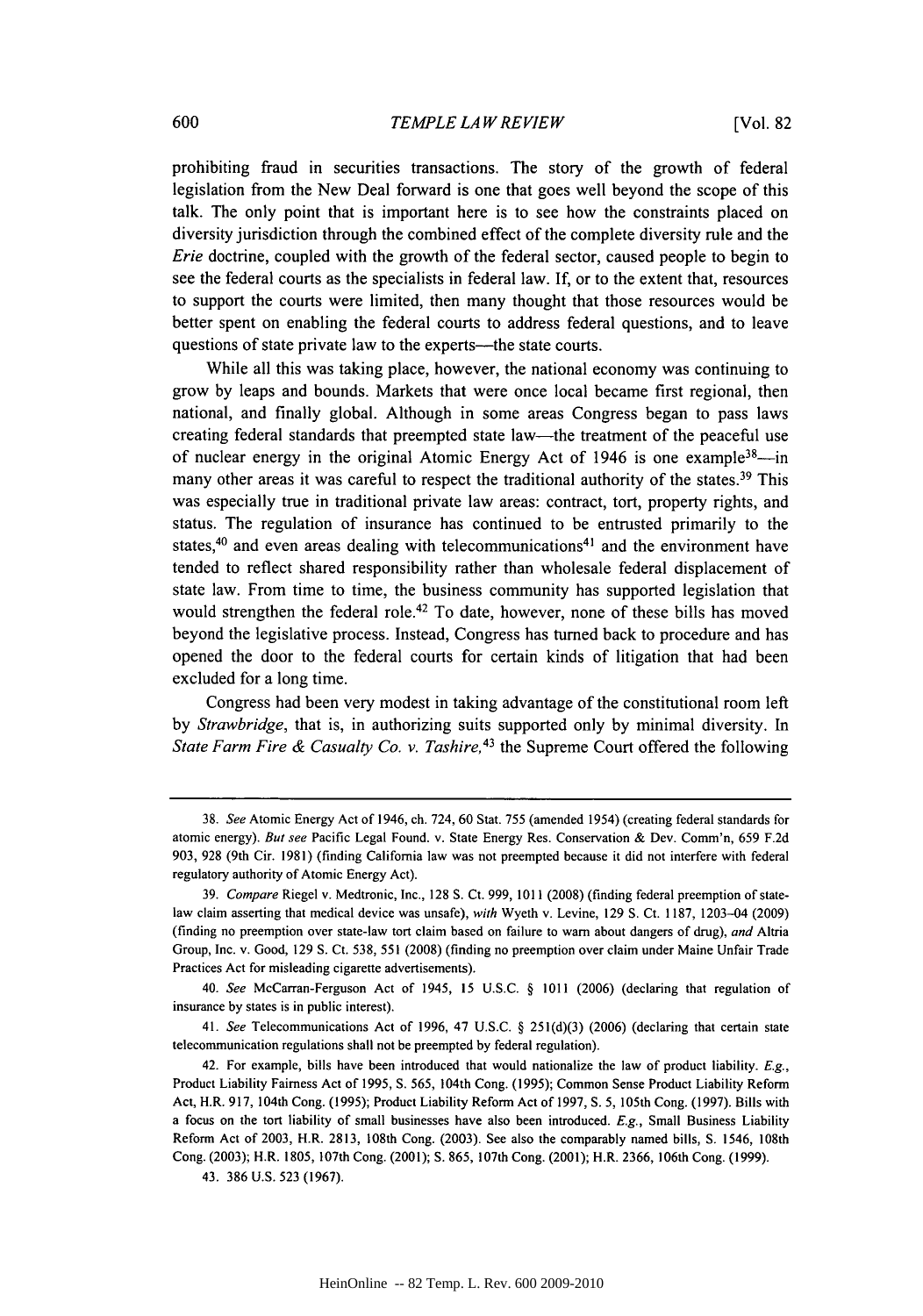prohibiting fraud in securities transactions. The story of the growth of federal legislation from the New Deal forward is one that goes well beyond the scope of this talk. The only point that is important here is to see how the constraints placed on diversity jurisdiction through the combined effect of the complete diversity rule and the *Erie* doctrine, coupled with the growth of the federal sector, caused people to begin to see the federal courts as the specialists in federal law. If, or to the extent that, resources to support the courts were limited, then many thought that those resources would be better spent on enabling the federal courts to address federal questions, and to leave questions of state private law to the experts—the state courts.

While all this was taking place, however, the national economy was continuing to grow by leaps and bounds. Markets that were once local became first regional, then national, and finally global. Although in some areas Congress began to pass laws creating federal standards that preempted state law—the treatment of the peaceful use of nuclear energy in the original Atomic Energy Act of 1946 is one example[38]—in many other areas it was careful to respect the traditional authority of the states.[39] This was especially true in traditional private law areas: contract, tort, property rights, and status. The regulation of insurance has continued to be entrusted primarily to the states,[40] and even areas dealing with telecommunications[41] and the environment have tended to reflect shared responsibility rather than wholesale federal displacement of state law. From time to time, the business community has supported legislation that would strengthen the federal role.[42] To date, however, none of these bills has moved beyond the legislative process. Instead, Congress has turned back to procedure and has opened the door to the federal courts for certain kinds of litigation that had been excluded for a long time.

Congress had been very modest in taking advantage of the constitutional room left by *Strawbridge*, that is, in authorizing suits supported only by minimal diversity. In *State Farm Fire & Casualty Co. v. Tashire*,[43] the Supreme Court offered the following

---

38. *See* Atomic Energy Act of 1946, ch. 724, 60 Stat. 755 (amended 1954) (creating federal standards for atomic energy). *But see* Pacific Legal Found. v. State Energy Res. Conservation & Dev. Comm'n, 659 F.2d 903, 928 (9th Cir. 1981) (finding California law was not preempted because it did not interfere with federal regulatory authority of Atomic Energy Act).

39. *Compare* Riegel v. Medtronic, Inc., 128 S. Ct. 999, 1011 (2008) (finding federal preemption of state-law claim asserting that medical device was unsafe), *with* Wyeth v. Levine, 129 S. Ct. 1187, 1203–04 (2009) (finding no preemption over state-law tort claim based on failure to warn about dangers of drug), *and* Altria Group, Inc. v. Good, 129 S. Ct. 538, 551 (2008) (finding no preemption over claim under Maine Unfair Trade Practices Act for misleading cigarette advertisements).

40. *See* McCarran-Ferguson Act of 1945, 15 U.S.C. § 1011 (2006) (declaring that regulation of insurance by states is in public interest).

41. *See* Telecommunications Act of 1996, 47 U.S.C. § 251(d)(3) (2006) (declaring that certain state telecommunication regulations shall not be preempted by federal regulation).

42. For example, bills have been introduced that would nationalize the law of product liability. *E.g.*, Product Liability Fairness Act of 1995, S. 565, 104th Cong. (1995); Common Sense Product Liability Reform Act, H.R. 917, 104th Cong. (1995); Product Liability Reform Act of 1997, S. 5, 105th Cong. (1997). Bills with a focus on the tort liability of small businesses have also been introduced. *E.g.*, Small Business Liability Reform Act of 2003, H.R. 2813, 108th Cong. (2003). See also the comparably named bills, S. 1546, 108th Cong. (2003); H.R. 1805, 107th Cong. (2001); S. 865, 107th Cong. (2001); H.R. 2366, 106th Cong. (1999).

43. 386 U.S. 523 (1967).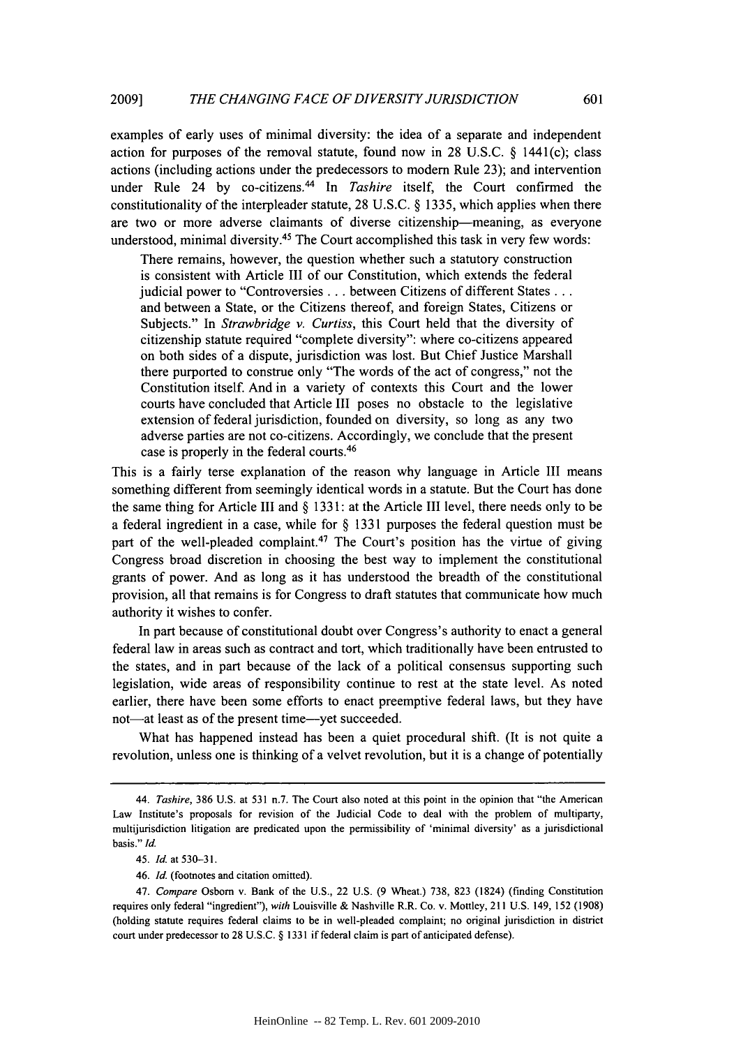examples of early uses of minimal diversity: the idea of a separate and independent action for purposes of the removal statute, found now in 28 U.S.C. § 1441(c); class actions (including actions under the predecessors to modern Rule 23); and intervention under Rule 24 by co-citizens.[44] In *Tashire* itself, the Court confirmed the constitutionality of the interpleader statute, 28 U.S.C. § 1335, which applies when there are two or more adverse claimants of diverse citizenship—meaning, as everyone understood, minimal diversity.[45] The Court accomplished this task in very few words:

> There remains, however, the question whether such a statutory construction is consistent with Article III of our Constitution, which extends the federal judicial power to "Controversies . . . between Citizens of different States . . . and between a State, or the Citizens thereof, and foreign States, Citizens or Subjects." In *Strawbridge v. Curtiss*, this Court held that the diversity of citizenship statute required "complete diversity": where co-citizens appeared on both sides of a dispute, jurisdiction was lost. But Chief Justice Marshall there purported to construe only "The words of the act of congress," not the Constitution itself. And in a variety of contexts this Court and the lower courts have concluded that Article III poses no obstacle to the legislative extension of federal jurisdiction, founded on diversity, so long as any two adverse parties are not co-citizens. Accordingly, we conclude that the present case is properly in the federal courts.[46]

This is a fairly terse explanation of the reason why language in Article III means something different from seemingly identical words in a statute. But the Court has done the same thing for Article III and § 1331: at the Article III level, there needs only to be a federal ingredient in a case, while for § 1331 purposes the federal question must be part of the well-pleaded complaint.[47] The Court's position has the virtue of giving Congress broad discretion in choosing the best way to implement the constitutional grants of power. And as long as it has understood the breadth of the constitutional provision, all that remains is for Congress to draft statutes that communicate how much authority it wishes to confer.

In part because of constitutional doubt over Congress's authority to enact a general federal law in areas such as contract and tort, which traditionally have been entrusted to the states, and in part because of the lack of a political consensus supporting such legislation, wide areas of responsibility continue to rest at the state level. As noted earlier, there have been some efforts to enact preemptive federal laws, but they have not—at least as of the present time—yet succeeded.

What has happened instead has been a quiet procedural shift. (It is not quite a revolution, unless one is thinking of a velvet revolution, but it is a change of potentially

---

44. *Tashire*, 386 U.S. at 531 n.7. The Court also noted at this point in the opinion that "the American Law Institute's proposals for revision of the Judicial Code to deal with the problem of multiparty, multijurisdiction litigation are predicated upon the permissibility of 'minimal diversity' as a jurisdictional basis." *Id.*

45. *Id.* at 530–31.

46. *Id.* (footnotes and citation omitted).

47. *Compare* Osborn v. Bank of the U.S., 22 U.S. (9 Wheat.) 738, 823 (1824) (finding Constitution requires only federal "ingredient"), *with* Louisville & Nashville R.R. Co. v. Mottley, 211 U.S. 149, 152 (1908) (holding statute requires federal claims to be in well-pleaded complaint; no original jurisdiction in district court under predecessor to 28 U.S.C. § 1331 if federal claim is part of anticipated defense).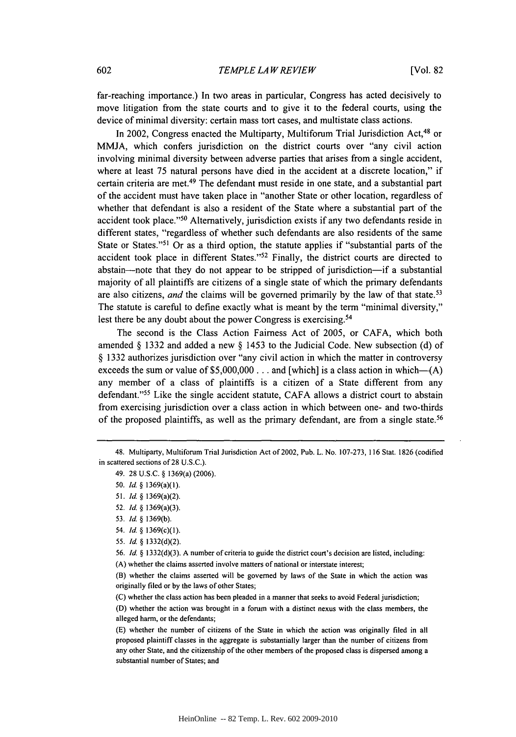far-reaching importance.) In two areas in particular, Congress has acted decisively to move litigation from the state courts and to give it to the federal courts, using the device of minimal diversity: certain mass tort cases, and multistate class actions.

In 2002, Congress enacted the Multiparty, Multiforum Trial Jurisdiction Act,[48] or MMJA, which confers jurisdiction on the district courts over "any civil action involving minimal diversity between adverse parties that arises from a single accident, where at least 75 natural persons have died in the accident at a discrete location," if certain criteria are met.[49] The defendant must reside in one state, and a substantial part of the accident must have taken place in "another State or other location, regardless of whether that defendant is also a resident of the State where a substantial part of the accident took place."[50] Alternatively, jurisdiction exists if any two defendants reside in different states, "regardless of whether such defendants are also residents of the same State or States."[51] Or as a third option, the statute applies if "substantial parts of the accident took place in different States."[52] Finally, the district courts are directed to abstain—note that they do not appear to be stripped of jurisdiction—if a substantial majority of all plaintiffs are citizens of a single state of which the primary defendants are also citizens, *and* the claims will be governed primarily by the law of that state.[53] The statute is careful to define exactly what is meant by the term "minimal diversity," lest there be any doubt about the power Congress is exercising.[54]

The second is the Class Action Fairness Act of 2005, or CAFA, which both amended § 1332 and added a new § 1453 to the Judicial Code. New subsection (d) of § 1332 authorizes jurisdiction over "any civil action in which the matter in controversy exceeds the sum or value of $5,000,000 . . . and [which] is a class action in which—(A) any member of a class of plaintiffs is a citizen of a State different from any defendant."[55] Like the single accident statute, CAFA allows a district court to abstain from exercising jurisdiction over a class action in which between one- and two-thirds of the proposed plaintiffs, as well as the primary defendant, are from a single state.[56]

---

48. Multiparty, Multiforum Trial Jurisdiction Act of 2002, Pub. L. No. 107-273, 116 Stat. 1826 (codified in scattered sections of 28 U.S.C.).

49. 28 U.S.C. § 1369(a) (2006).

50. *Id.* § 1369(a)(1).

51. *Id.* § 1369(a)(2).

52. *Id.* § 1369(a)(3).

53. *Id.* § 1369(b).

54. *Id.* § 1369(c)(1).

55. *Id.* § 1332(d)(2).

56. *Id.* § 1332(d)(3). A number of criteria to guide the district court's decision are listed, including:

(A) whether the claims asserted involve matters of national or interstate interest;

(B) whether the claims asserted will be governed by laws of the State in which the action was originally filed or by the laws of other States;

(C) whether the class action has been pleaded in a manner that seeks to avoid Federal jurisdiction;

(D) whether the action was brought in a forum with a distinct nexus with the class members, the alleged harm, or the defendants;

(E) whether the number of citizens of the State in which the action was originally filed in all proposed plaintiff classes in the aggregate is substantially larger than the number of citizens from any other State, and the citizenship of the other members of the proposed class is dispersed among a substantial number of States; and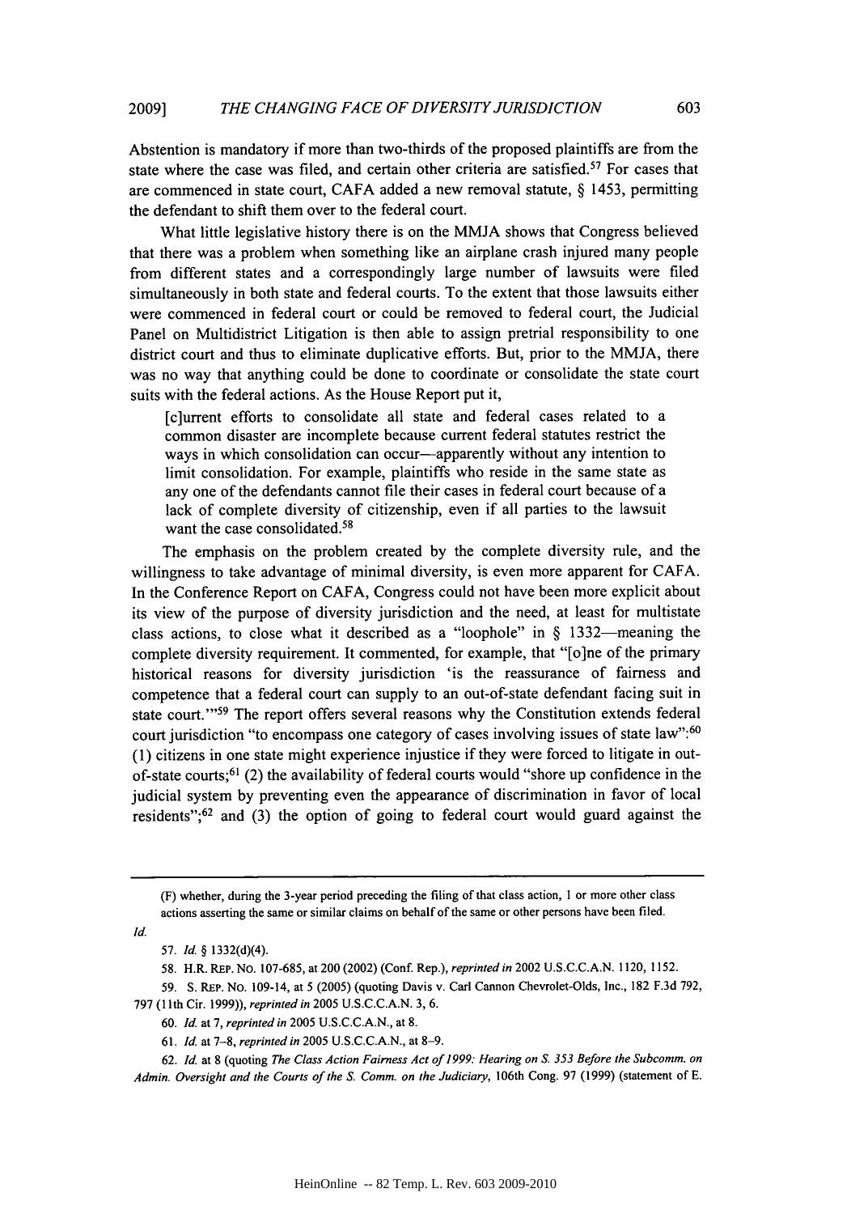Abstention is mandatory if more than two-thirds of the proposed plaintiffs are from the state where the case was filed, and certain other criteria are satisfied.[57] For cases that are commenced in state court, CAFA added a new removal statute, § 1453, permitting the defendant to shift them over to the federal court.

What little legislative history there is on the MMJA shows that Congress believed that there was a problem when something like an airplane crash injured many people from different states and a correspondingly large number of lawsuits were filed simultaneously in both state and federal courts. To the extent that those lawsuits either were commenced in federal court or could be removed to federal court, the Judicial Panel on Multidistrict Litigation is then able to assign pretrial responsibility to one district court and thus to eliminate duplicative efforts. But, prior to the MMJA, there was no way that anything could be done to coordinate or consolidate the state court suits with the federal actions. As the House Report put it,

> [c]urrent efforts to consolidate all state and federal cases related to a common disaster are incomplete because current federal statutes restrict the ways in which consolidation can occur—apparently without any intention to limit consolidation. For example, plaintiffs who reside in the same state as any one of the defendants cannot file their cases in federal court because of a lack of complete diversity of citizenship, even if all parties to the lawsuit want the case consolidated.[58]

The emphasis on the problem created by the complete diversity rule, and the willingness to take advantage of minimal diversity, is even more apparent for CAFA. In the Conference Report on CAFA, Congress could not have been more explicit about its view of the purpose of diversity jurisdiction and the need, at least for multistate class actions, to close what it described as a "loophole" in § 1332—meaning the complete diversity requirement. It commented, for example, that "[o]ne of the primary historical reasons for diversity jurisdiction 'is the reassurance of fairness and competence that a federal court can supply to an out-of-state defendant facing suit in state court.'"[59] The report offers several reasons why the Constitution extends federal court jurisdiction "to encompass one category of cases involving issues of state law":[60] (1) citizens in one state might experience injustice if they were forced to litigate in out-of-state courts;[61] (2) the availability of federal courts would "shore up confidence in the judicial system by preventing even the appearance of discrimination in favor of local residents";[62] and (3) the option of going to federal court would guard against the

---

(F) whether, during the 3-year period preceding the filing of that class action, 1 or more other class actions asserting the same or similar claims on behalf of the same or other persons have been filed.

*Id.*

57. *Id.* § 1332(d)(4).

58. H.R. REP. NO. 107-685, at 200 (2002) (Conf. Rep.), *reprinted in* 2002 U.S.C.C.A.N. 1120, 1152.

59. S. REP. NO. 109-14, at 5 (2005) (quoting Davis v. Carl Cannon Chevrolet-Olds, Inc., 182 F.3d 792, 797 (11th Cir. 1999)), *reprinted in* 2005 U.S.C.C.A.N. 3, 6.

60. *Id.* at 7, *reprinted in* 2005 U.S.C.C.A.N., at 8.

61. *Id.* at 7–8, *reprinted in* 2005 U.S.C.C.A.N., at 8–9.

62. *Id.* at 8 (quoting *The Class Action Fairness Act of 1999: Hearing on S. 353 Before the Subcomm. on Admin. Oversight and the Courts of the S. Comm. on the Judiciary*, 106th Cong. 97 (1999) (statement of E.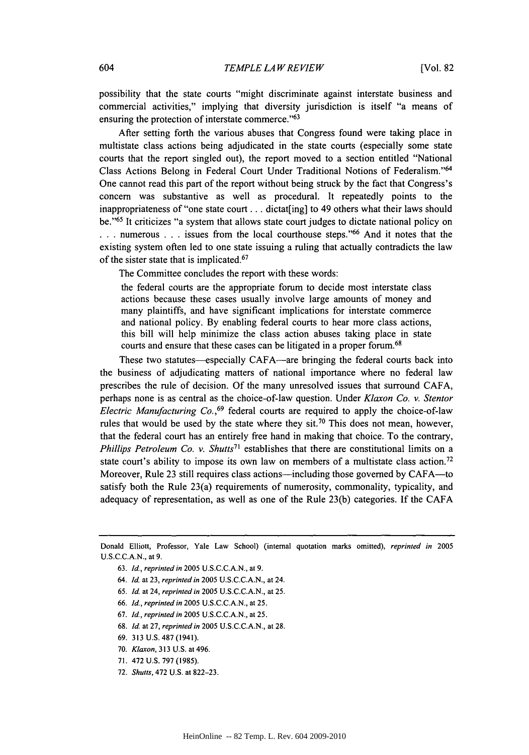possibility that the state courts "might discriminate against interstate business and commercial activities," implying that diversity jurisdiction is itself "a means of ensuring the protection of interstate commerce."[63]

After setting forth the various abuses that Congress found were taking place in multistate class actions being adjudicated in the state courts (especially some state courts that the report singled out), the report moved to a section entitled "National Class Actions Belong in Federal Court Under Traditional Notions of Federalism."[64] One cannot read this part of the report without being struck by the fact that Congress's concern was substantive as well as procedural. It repeatedly points to the inappropriateness of "one state court . . . dictat[ing] to 49 others what their laws should be."[65] It criticizes "a system that allows state court judges to dictate national policy on . . . numerous . . . issues from the local courthouse steps."[66] And it notes that the existing system often led to one state issuing a ruling that actually contradicts the law of the sister state that is implicated.[67]

The Committee concludes the report with these words:

> the federal courts are the appropriate forum to decide most interstate class actions because these cases usually involve large amounts of money and many plaintiffs, and have significant implications for interstate commerce and national policy. By enabling federal courts to hear more class actions, this bill will help minimize the class action abuses taking place in state courts and ensure that these cases can be litigated in a proper forum.[68]

These two statutes—especially CAFA—are bringing the federal courts back into the business of adjudicating matters of national importance where no federal law prescribes the rule of decision. Of the many unresolved issues that surround CAFA, perhaps none is as central as the choice-of-law question. Under *Klaxon Co. v. Stentor Electric Manufacturing Co.*,[69] federal courts are required to apply the choice-of-law rules that would be used by the state where they sit.[70] This does not mean, however, that the federal court has an entirely free hand in making that choice. To the contrary, *Phillips Petroleum Co. v. Shutts*[71] establishes that there are constitutional limits on a state court's ability to impose its own law on members of a multistate class action.[72] Moreover, Rule 23 still requires class actions—including those governed by CAFA—to satisfy both the Rule 23(a) requirements of numerosity, commonality, typicality, and adequacy of representation, as well as one of the Rule 23(b) categories. If the CAFA

---

Donald Elliott, Professor, Yale Law School) (internal quotation marks omitted), *reprinted in* 2005 U.S.C.C.A.N., at 9.

63. *Id.*, *reprinted in* 2005 U.S.C.C.A.N., at 9.

64. *Id.* at 23, *reprinted in* 2005 U.S.C.C.A.N., at 24.

65. *Id.* at 24, *reprinted in* 2005 U.S.C.C.A.N., at 25.

66. *Id.*, *reprinted in* 2005 U.S.C.C.A.N., at 25.

67. *Id.*, *reprinted in* 2005 U.S.C.C.A.N., at 25.

68. *Id.* at 27, *reprinted in* 2005 U.S.C.C.A.N., at 28.

69. 313 U.S. 487 (1941).

70. *Klaxon*, 313 U.S. at 496.

71. 472 U.S. 797 (1985).

72. *Shutts*, 472 U.S. at 822–23.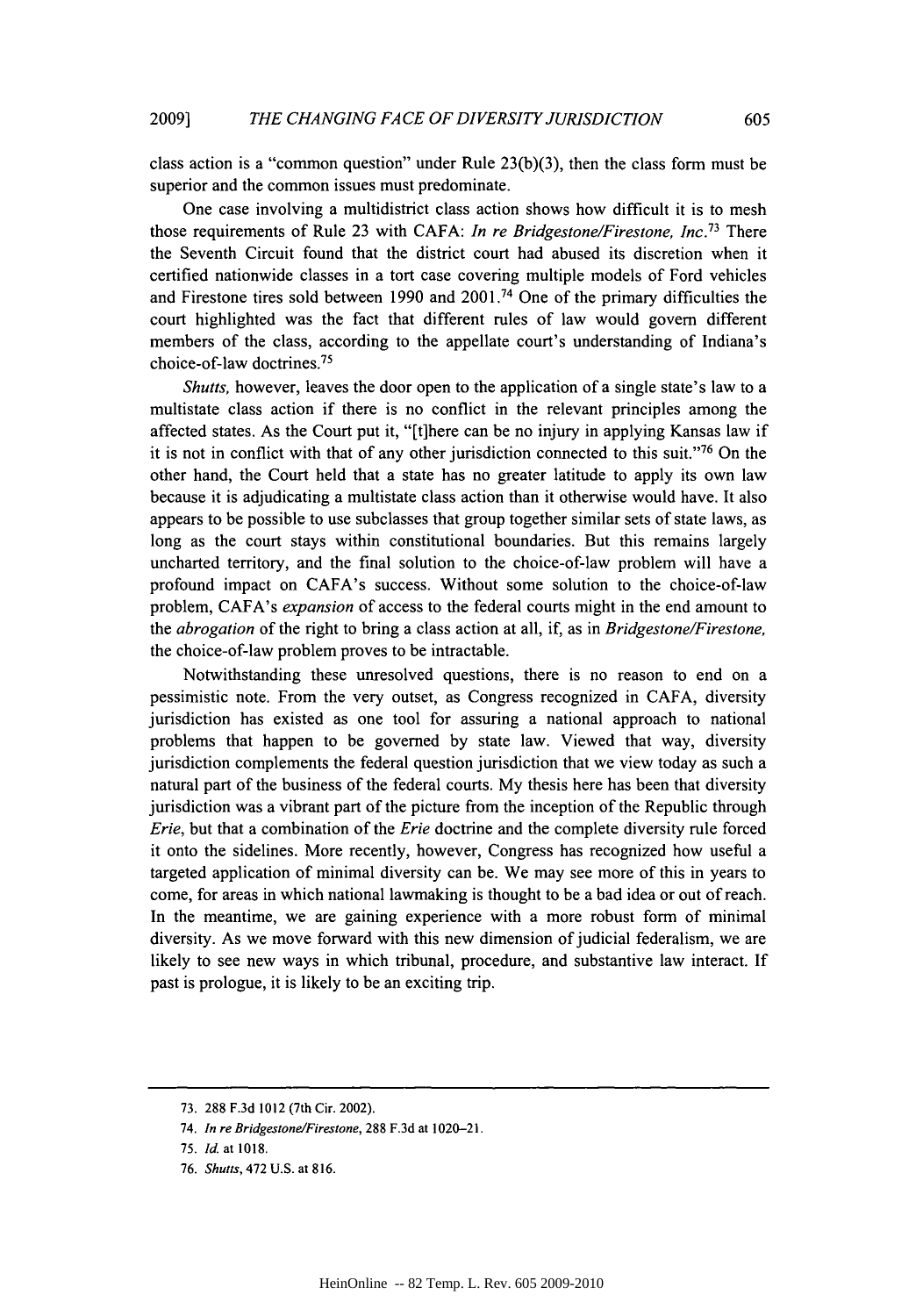class action is a "common question" under Rule 23(b)(3), then the class form must be superior and the common issues must predominate.

One case involving a multidistrict class action shows how difficult it is to mesh those requirements of Rule 23 with CAFA: *In re Bridgestone/Firestone, Inc.*[73] There the Seventh Circuit found that the district court had abused its discretion when it certified nationwide classes in a tort case covering multiple models of Ford vehicles and Firestone tires sold between 1990 and 2001.[74] One of the primary difficulties the court highlighted was the fact that different rules of law would govern different members of the class, according to the appellate court's understanding of Indiana's choice-of-law doctrines.[75]

*Shutts*, however, leaves the door open to the application of a single state's law to a multistate class action if there is no conflict in the relevant principles among the affected states. As the Court put it, "[t]here can be no injury in applying Kansas law if it is not in conflict with that of any other jurisdiction connected to this suit."[76] On the other hand, the Court held that a state has no greater latitude to apply its own law because it is adjudicating a multistate class action than it otherwise would have. It also appears to be possible to use subclasses that group together similar sets of state laws, as long as the court stays within constitutional boundaries. But this remains largely uncharted territory, and the final solution to the choice-of-law problem will have a profound impact on CAFA's success. Without some solution to the choice-of-law problem, CAFA's *expansion* of access to the federal courts might in the end amount to the *abrogation* of the right to bring a class action at all, if, as in *Bridgestone/Firestone*, the choice-of-law problem proves to be intractable.

Notwithstanding these unresolved questions, there is no reason to end on a pessimistic note. From the very outset, as Congress recognized in CAFA, diversity jurisdiction has existed as one tool for assuring a national approach to national problems that happen to be governed by state law. Viewed that way, diversity jurisdiction complements the federal question jurisdiction that we view today as such a natural part of the business of the federal courts. My thesis here has been that diversity jurisdiction was a vibrant part of the picture from the inception of the Republic through *Erie*, but that a combination of the *Erie* doctrine and the complete diversity rule forced it onto the sidelines. More recently, however, Congress has recognized how useful a targeted application of minimal diversity can be. We may see more of this in years to come, for areas in which national lawmaking is thought to be a bad idea or out of reach. In the meantime, we are gaining experience with a more robust form of minimal diversity. As we move forward with this new dimension of judicial federalism, we are likely to see new ways in which tribunal, procedure, and substantive law interact. If past is prologue, it is likely to be an exciting trip.

---

73. 288 F.3d 1012 (7th Cir. 2002).

74. *In re Bridgestone/Firestone*, 288 F.3d at 1020–21.

75. *Id.* at 1018.

76. *Shutts*, 472 U.S. at 816.